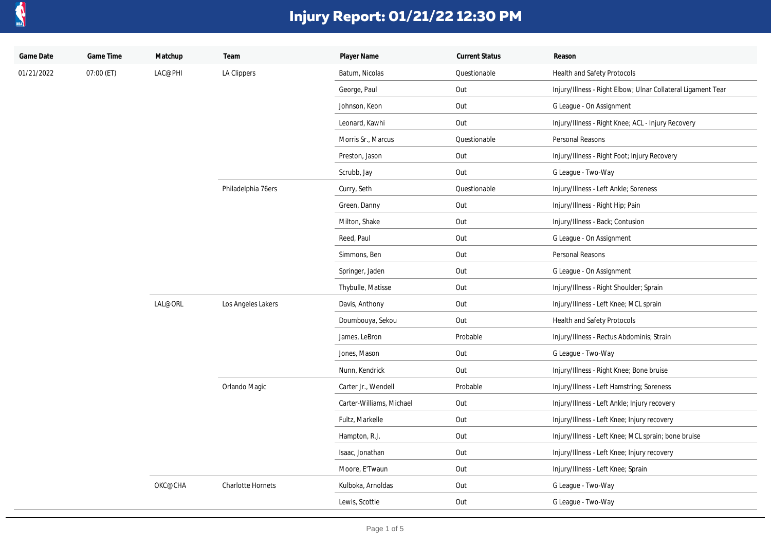# Injury Report: 01/21/22 12:30 PM

| Game Date | Game Time | Matchup | Team | Player Name | Current Status | Reason |
|---|---|---|---|---|---|---|
| 01/21/2022 | 07:00 (ET) | LAC@PHI | LA Clippers | Batum, Nicolas | Questionable | Health and Safety Protocols |
| | | | | George, Paul | Out | Injury/Illness - Right Elbow; Ulnar Collateral Ligament Tear |
| | | | | Johnson, Keon | Out | G League - On Assignment |
| | | | | Leonard, Kawhi | Out | Injury/Illness - Right Knee; ACL - Injury Recovery |
| | | | | Morris Sr., Marcus | Questionable | Personal Reasons |
| | | | | Preston, Jason | Out | Injury/Illness - Right Foot; Injury Recovery |
| | | | | Scrubb, Jay | Out | G League - Two-Way |
| | | | Philadelphia 76ers | Curry, Seth | Questionable | Injury/Illness - Left Ankle; Soreness |
| | | | | Green, Danny | Out | Injury/Illness - Right Hip; Pain |
| | | | | Milton, Shake | Out | Injury/Illness - Back; Contusion |
| | | | | Reed, Paul | Out | G League - On Assignment |
| | | | | Simmons, Ben | Out | Personal Reasons |
| | | | | Springer, Jaden | Out | G League - On Assignment |
| | | | | Thybulle, Matisse | Out | Injury/Illness - Right Shoulder; Sprain |
| | | LAL@ORL | Los Angeles Lakers | Davis, Anthony | Out | Injury/Illness - Left Knee; MCL sprain |
| | | | | Doumbouya, Sekou | Out | Health and Safety Protocols |
| | | | | James, LeBron | Probable | Injury/Illness - Rectus Abdominis; Strain |
| | | | | Jones, Mason | Out | G League - Two-Way |
| | | | | Nunn, Kendrick | Out | Injury/Illness - Right Knee; Bone bruise |
| | | | Orlando Magic | Carter Jr., Wendell | Probable | Injury/Illness - Left Hamstring; Soreness |
| | | | | Carter-Williams, Michael | Out | Injury/Illness - Left Ankle; Injury recovery |
| | | | | Fultz, Markelle | Out | Injury/Illness - Left Knee; Injury recovery |
| | | | | Hampton, R.J. | Out | Injury/Illness - Left Knee; MCL sprain; bone bruise |
| | | | | Isaac, Jonathan | Out | Injury/Illness - Left Knee; Injury recovery |
| | | | | Moore, E'Twaun | Out | Injury/Illness - Left Knee; Sprain |
| | | OKC@CHA | Charlotte Hornets | Kulboka, Arnoldas | Out | G League - Two-Way |
| | | | | Lewis, Scottie | Out | G League - Two-Way |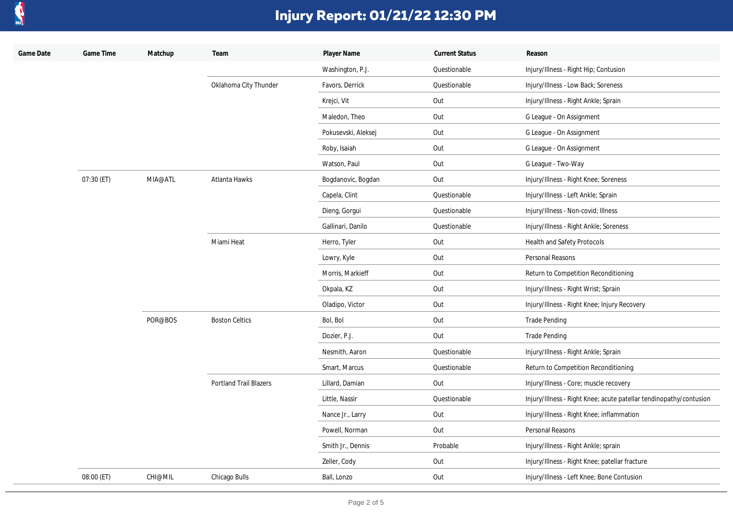# Injury Report: 01/21/22 12:30 PM

| Game Date | Game Time | Matchup | Team | Player Name | Current Status | Reason |
|---|---|---|---|---|---|---|
| | | | | Washington, P.J. | Questionable | Injury/Illness - Right Hip; Contusion |
| | | | Oklahoma City Thunder | Favors, Derrick | Questionable | Injury/Illness - Low Back; Soreness |
| | | | | Krejci, Vit | Out | Injury/Illness - Right Ankle; Sprain |
| | | | | Maledon, Theo | Out | G League - On Assignment |
| | | | | Pokusevski, Aleksej | Out | G League - On Assignment |
| | | | | Roby, Isaiah | Out | G League - On Assignment |
| | | | | Watson, Paul | Out | G League - Two-Way |
| | 07:30 (ET) | MIA@ATL | Atlanta Hawks | Bogdanovic, Bogdan | Out | Injury/Illness - Right Knee; Soreness |
| | | | | Capela, Clint | Questionable | Injury/Illness - Left Ankle; Sprain |
| | | | | Dieng, Gorgui | Questionable | Injury/Illness - Non-covid; Illness |
| | | | | Gallinari, Danilo | Questionable | Injury/Illness - Right Ankle; Soreness |
| | | | Miami Heat | Herro, Tyler | Out | Health and Safety Protocols |
| | | | | Lowry, Kyle | Out | Personal Reasons |
| | | | | Morris, Markieff | Out | Return to Competition Reconditioning |
| | | | | Okpala, KZ | Out | Injury/Illness - Right Wrist; Sprain |
| | | | | Oladipo, Victor | Out | Injury/Illness - Right Knee; Injury Recovery |
| | | POR@BOS | Boston Celtics | Bol, Bol | Out | Trade Pending |
| | | | | Dozier, P.J. | Out | Trade Pending |
| | | | | Nesmith, Aaron | Questionable | Injury/Illness - Right Ankle; Sprain |
| | | | | Smart, Marcus | Questionable | Return to Competition Reconditioning |
| | | | Portland Trail Blazers | Lillard, Damian | Out | Injury/Illness - Core; muscle recovery |
| | | | | Little, Nassir | Questionable | Injury/Illness - Right Knee; acute patellar tendinopathy/contusion |
| | | | | Nance Jr., Larry | Out | Injury/Illness - Right Knee; inflammation |
| | | | | Powell, Norman | Out | Personal Reasons |
| | | | | Smith Jr., Dennis | Probable | Injury/Illness - Right Ankle; sprain |
| | | | | Zeller, Cody | Out | Injury/Illness - Right Knee; patellar fracture |
| | 08:00 (ET) | CHI@MIL | Chicago Bulls | Ball, Lonzo | Out | Injury/Illness - Left Knee; Bone Contusion |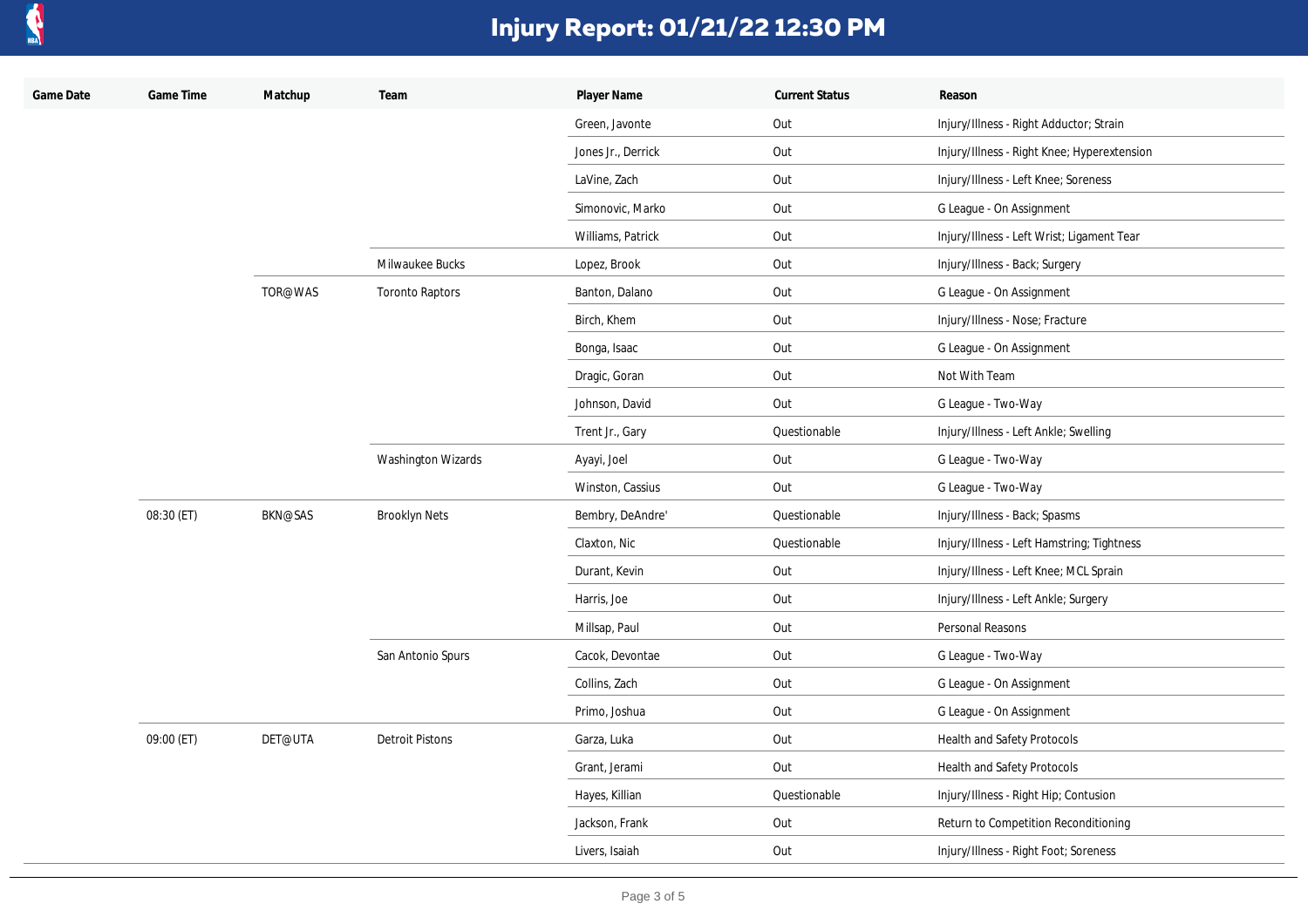# Injury Report: 01/21/22 12:30 PM

| Game Date | Game Time | Matchup | Team | Player Name | Current Status | Reason |
| --- | --- | --- | --- | --- | --- | --- |
| | | | | Green, Javonte | Out | Injury/Illness - Right Adductor; Strain |
| | | | | Jones Jr., Derrick | Out | Injury/Illness - Right Knee; Hyperextension |
| | | | | LaVine, Zach | Out | Injury/Illness - Left Knee; Soreness |
| | | | | Simonovic, Marko | Out | G League - On Assignment |
| | | | | Williams, Patrick | Out | Injury/Illness - Left Wrist; Ligament Tear |
| | | | Milwaukee Bucks | Lopez, Brook | Out | Injury/Illness - Back; Surgery |
| | | TOR@WAS | Toronto Raptors | Banton, Dalano | Out | G League - On Assignment |
| | | | | Birch, Khem | Out | Injury/Illness - Nose; Fracture |
| | | | | Bonga, Isaac | Out | G League - On Assignment |
| | | | | Dragic, Goran | Out | Not With Team |
| | | | | Johnson, David | Out | G League - Two-Way |
| | | | | Trent Jr., Gary | Questionable | Injury/Illness - Left Ankle; Swelling |
| | | | Washington Wizards | Ayayi, Joel | Out | G League - Two-Way |
| | | | | Winston, Cassius | Out | G League - Two-Way |
| | 08:30 (ET) | BKN@SAS | Brooklyn Nets | Bembry, DeAndre' | Questionable | Injury/Illness - Back; Spasms |
| | | | | Claxton, Nic | Questionable | Injury/Illness - Left Hamstring; Tightness |
| | | | | Durant, Kevin | Out | Injury/Illness - Left Knee; MCL Sprain |
| | | | | Harris, Joe | Out | Injury/Illness - Left Ankle; Surgery |
| | | | | Millsap, Paul | Out | Personal Reasons |
| | | | San Antonio Spurs | Cacok, Devontae | Out | G League - Two-Way |
| | | | | Collins, Zach | Out | G League - On Assignment |
| | | | | Primo, Joshua | Out | G League - On Assignment |
| | 09:00 (ET) | DET@UTA | Detroit Pistons | Garza, Luka | Out | Health and Safety Protocols |
| | | | | Grant, Jerami | Out | Health and Safety Protocols |
| | | | | Hayes, Killian | Questionable | Injury/Illness - Right Hip; Contusion |
| | | | | Jackson, Frank | Out | Return to Competition Reconditioning |
| | | | | Livers, Isaiah | Out | Injury/Illness - Right Foot; Soreness |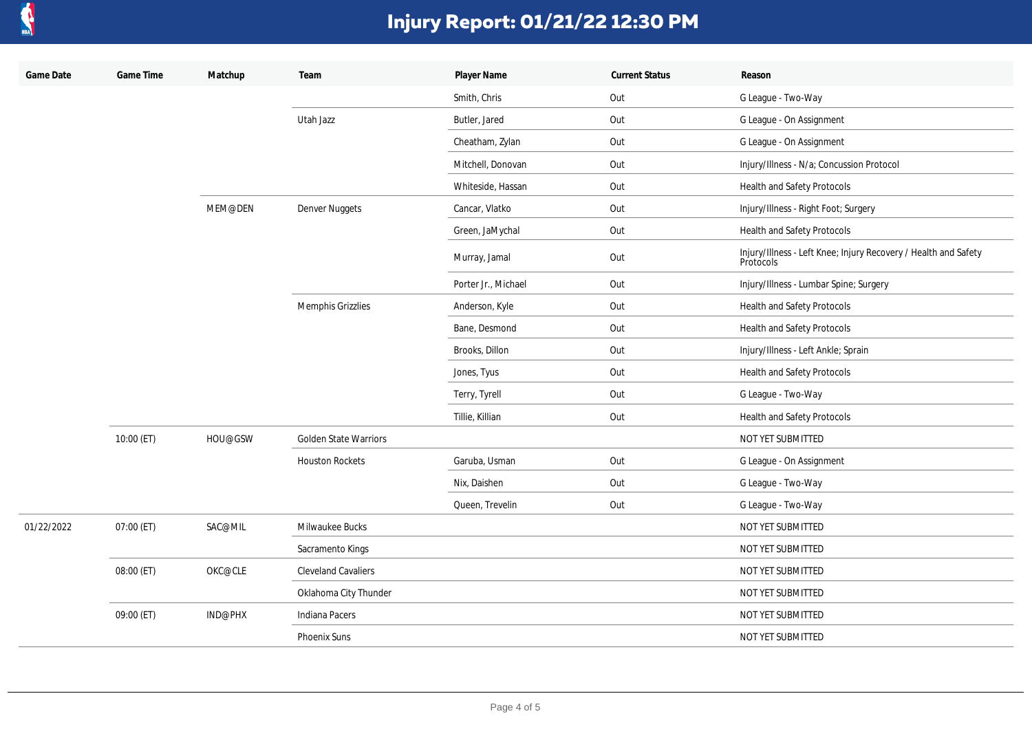# Injury Report: 01/21/22 12:30 PM

| Game Date | Game Time | Matchup | Team | Player Name | Current Status | Reason |
|---|---|---|---|---|---|---|
| | | | | Smith, Chris | Out | G League - Two-Way |
| | | | Utah Jazz | Butler, Jared | Out | G League - On Assignment |
| | | | | Cheatham, Zylan | Out | G League - On Assignment |
| | | | | Mitchell, Donovan | Out | Injury/Illness - N/a; Concussion Protocol |
| | | | | Whiteside, Hassan | Out | Health and Safety Protocols |
| | | MEM@DEN | Denver Nuggets | Cancar, Vlatko | Out | Injury/Illness - Right Foot; Surgery |
| | | | | Green, JaMychal | Out | Health and Safety Protocols |
| | | | | Murray, Jamal | Out | Injury/Illness - Left Knee; Injury Recovery / Health and Safety Protocols |
| | | | | Porter Jr., Michael | Out | Injury/Illness - Lumbar Spine; Surgery |
| | | | Memphis Grizzlies | Anderson, Kyle | Out | Health and Safety Protocols |
| | | | | Bane, Desmond | Out | Health and Safety Protocols |
| | | | | Brooks, Dillon | Out | Injury/Illness - Left Ankle; Sprain |
| | | | | Jones, Tyus | Out | Health and Safety Protocols |
| | | | | Terry, Tyrell | Out | G League - Two-Way |
| | | | | Tillie, Killian | Out | Health and Safety Protocols |
| | 10:00 (ET) | HOU@GSW | Golden State Warriors | | | NOT YET SUBMITTED |
| | | | Houston Rockets | Garuba, Usman | Out | G League - On Assignment |
| | | | | Nix, Daishen | Out | G League - Two-Way |
| | | | | Queen, Trevelin | Out | G League - Two-Way |
| 01/22/2022 | 07:00 (ET) | SAC@MIL | Milwaukee Bucks | | | NOT YET SUBMITTED |
| | | | Sacramento Kings | | | NOT YET SUBMITTED |
| | 08:00 (ET) | OKC@CLE | Cleveland Cavaliers | | | NOT YET SUBMITTED |
| | | | Oklahoma City Thunder | | | NOT YET SUBMITTED |
| | 09:00 (ET) | IND@PHX | Indiana Pacers | | | NOT YET SUBMITTED |
| | | | Phoenix Suns | | | NOT YET SUBMITTED |